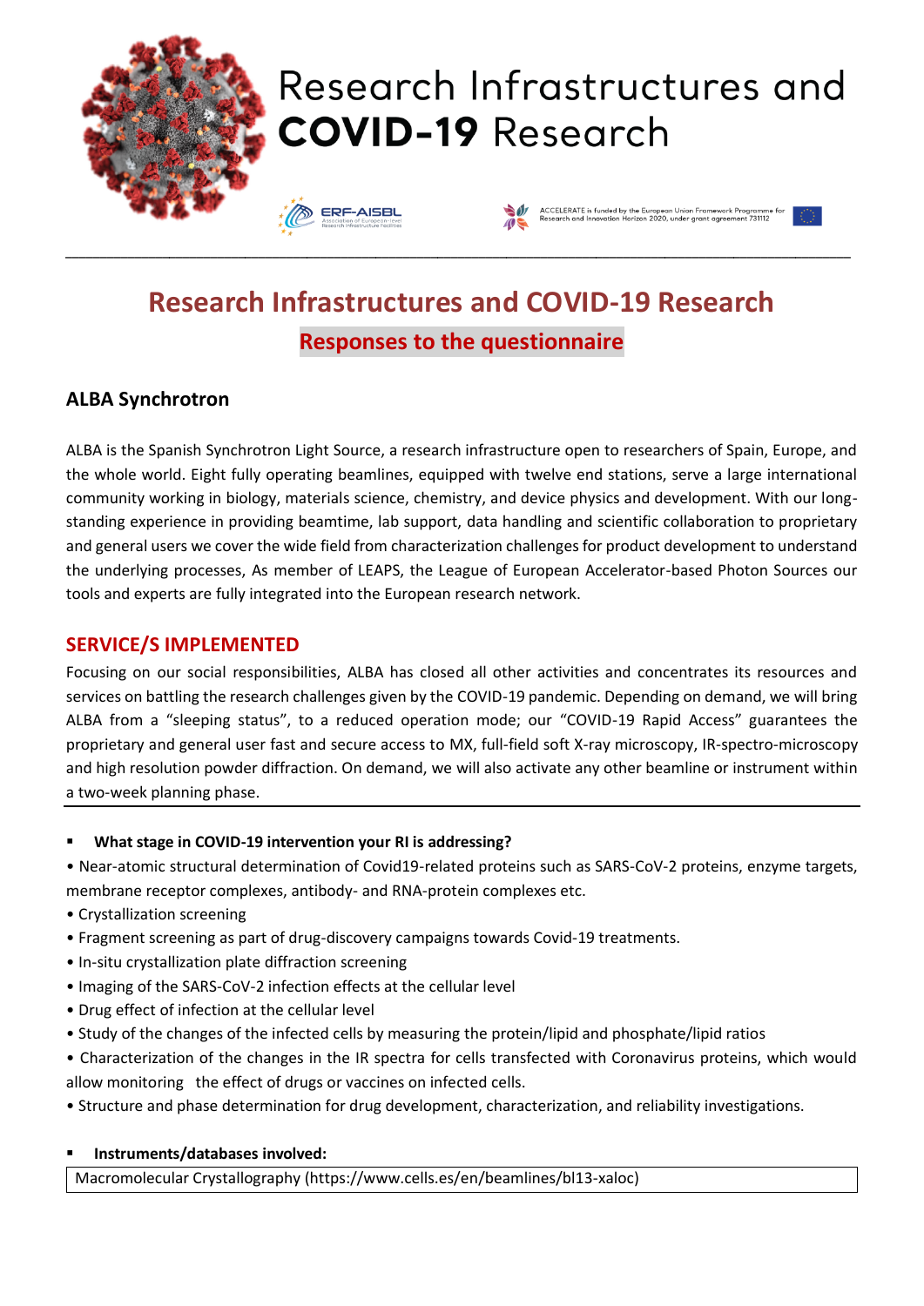# Research Infrastructures and COVID-19 Research

ERF-AISBL Association of European-level Research Infrastructure Facilities

ACCELERATE is funded by the European Union Framework Programme for Research and Innovation Horizon 2020, under grant agreement 731112

## Research Infrastructures and COVID-19 Research

### Responses to the questionnaire

### ALBA Synchrotron

ALBA is the Spanish Synchrotron Light Source, a research infrastructure open to researchers of Spain, Europe, and the whole world. Eight fully operating beamlines, equipped with twelve end stations, serve a large international community working in biology, materials science, chemistry, and device physics and development. With our long-standing experience in providing beamtime, lab support, data handling and scientific collaboration to proprietary and general users we cover the wide field from characterization challenges for product development to understand the underlying processes, As member of LEAPS, the League of European Accelerator-based Photon Sources our tools and experts are fully integrated into the European research network.

### SERVICE/S IMPLEMENTED

Focusing on our social responsibilities, ALBA has closed all other activities and concentrates its resources and services on battling the research challenges given by the COVID-19 pandemic. Depending on demand, we will bring ALBA from a "sleeping status", to a reduced operation mode; our "COVID-19 Rapid Access" guarantees the proprietary and general user fast and secure access to MX, full-field soft X-ray microscopy, IR-spectro-microscopy and high resolution powder diffraction. On demand, we will also activate any other beamline or instrument within a two-week planning phase.

- **What stage in COVID-19 intervention your RI is addressing?**

• Near-atomic structural determination of Covid19-related proteins such as SARS-CoV-2 proteins, enzyme targets, membrane receptor complexes, antibody- and RNA-protein complexes etc.
• Crystallization screening
• Fragment screening as part of drug-discovery campaigns towards Covid-19 treatments.
• In-situ crystallization plate diffraction screening
• Imaging of the SARS-CoV-2 infection effects at the cellular level
• Drug effect of infection at the cellular level
• Study of the changes of the infected cells by measuring the protein/lipid and phosphate/lipid ratios
• Characterization of the changes in the IR spectra for cells transfected with Coronavirus proteins, which would allow monitoring the effect of drugs or vaccines on infected cells.
• Structure and phase determination for drug development, characterization, and reliability investigations.

- **Instruments/databases involved:**

| Macromolecular Crystallography (https://www.cells.es/en/beamlines/bl13-xaloc) |
|---|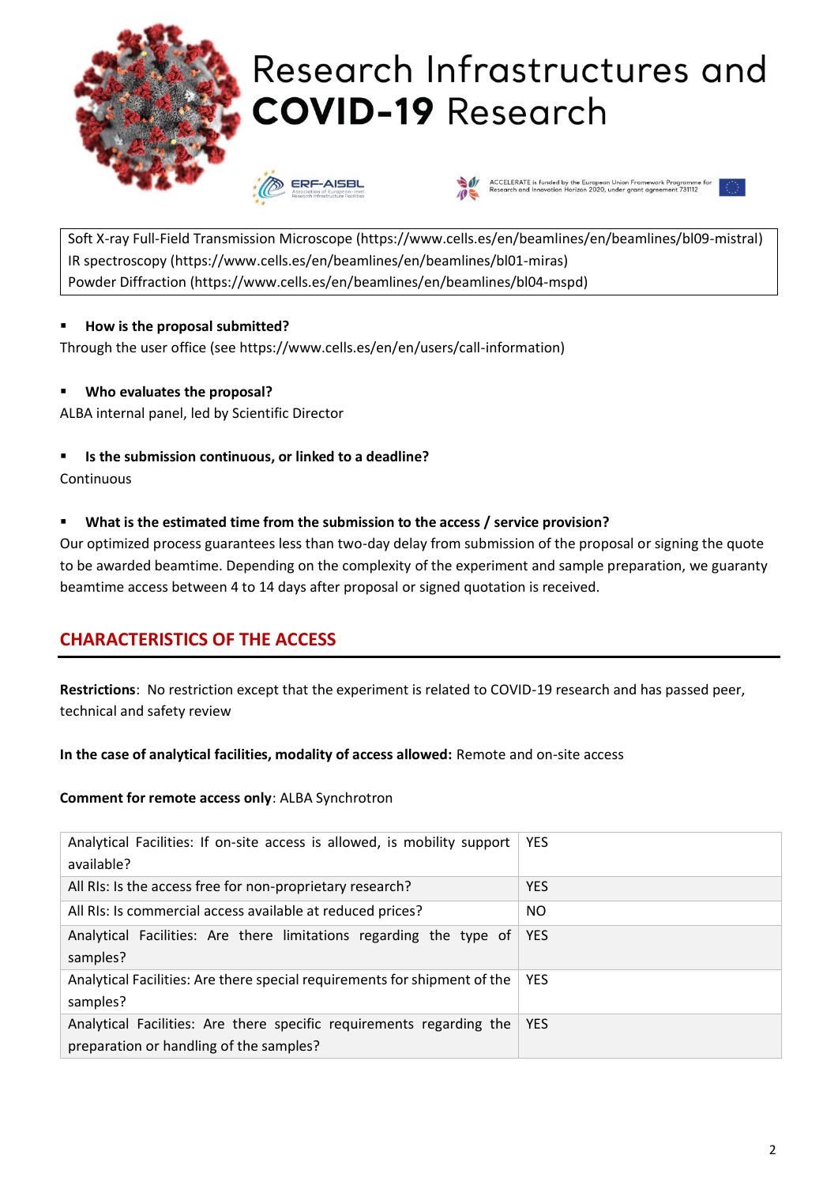| |
|---|
| Soft X-ray Full-Field Transmission Microscope (https://www.cells.es/en/beamlines/en/beamlines/bl09-mistral)<br>IR spectroscopy (https://www.cells.es/en/beamlines/en/beamlines/bl01-miras)<br>Powder Diffraction (https://www.cells.es/en/beamlines/en/beamlines/bl04-mspd) |

- **How is the proposal submitted?**

Through the user office (see https://www.cells.es/en/en/users/call-information)

- **Who evaluates the proposal?**

ALBA internal panel, led by Scientific Director

- **Is the submission continuous, or linked to a deadline?**

Continuous

- **What is the estimated time from the submission to the access / service provision?**

Our optimized process guarantees less than two-day delay from submission of the proposal or signing the quote to be awarded beamtime. Depending on the complexity of the experiment and sample preparation, we guaranty beamtime access between 4 to 14 days after proposal or signed quotation is received.

## CHARACTERISTICS OF THE ACCESS

**Restrictions**: No restriction except that the experiment is related to COVID-19 research and has passed peer, technical and safety review

**In the case of analytical facilities, modality of access allowed:** Remote and on-site access

**Comment for remote access only**: ALBA Synchrotron

| | |
|---|---|
| Analytical Facilities: If on-site access is allowed, is mobility support available? | YES |
| All RIs: Is the access free for non-proprietary research? | YES |
| All RIs: Is commercial access available at reduced prices? | NO |
| Analytical Facilities: Are there limitations regarding the type of samples? | YES |
| Analytical Facilities: Are there special requirements for shipment of the samples? | YES |
| Analytical Facilities: Are there specific requirements regarding the preparation or handling of the samples? | YES |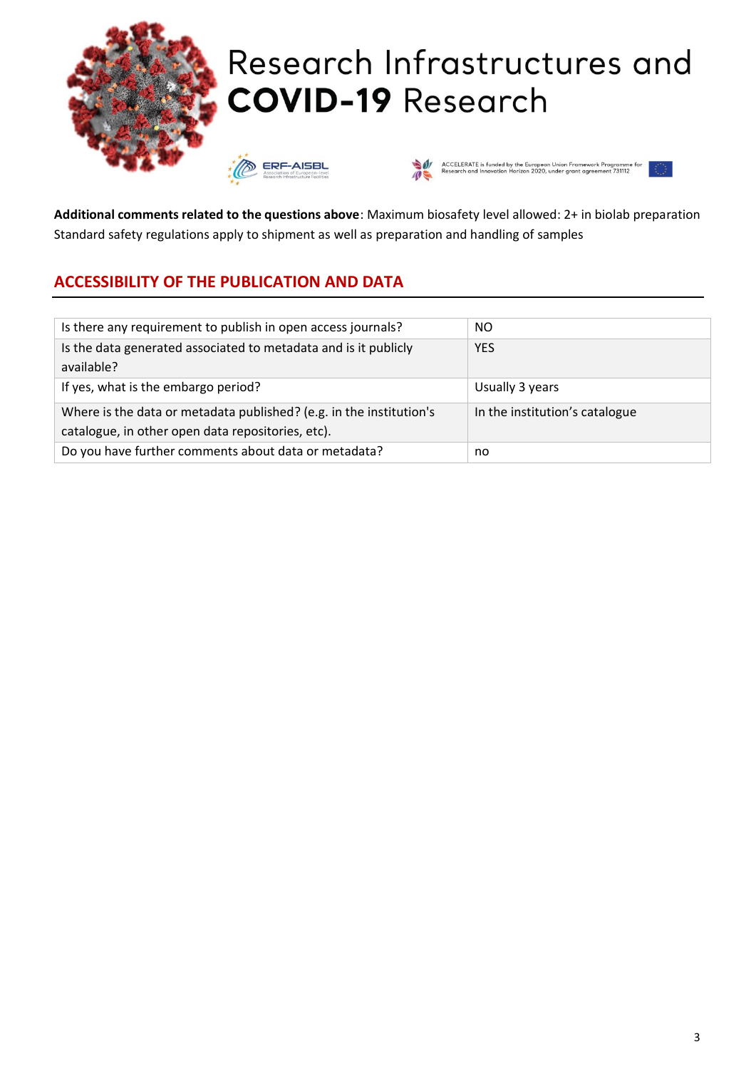**Additional comments related to the questions above**: Maximum biosafety level allowed: 2+ in biolab preparation
Standard safety regulations apply to shipment as well as preparation and handling of samples

## ACCESSIBILITY OF THE PUBLICATION AND DATA

| | |
|---|---|
| Is there any requirement to publish in open access journals? | NO |
| Is the data generated associated to metadata and is it publicly available? | YES |
| If yes, what is the embargo period? | Usually 3 years |
| Where is the data or metadata published? (e.g. in the institution's catalogue, in other open data repositories, etc). | In the institution's catalogue |
| Do you have further comments about data or metadata? | no |